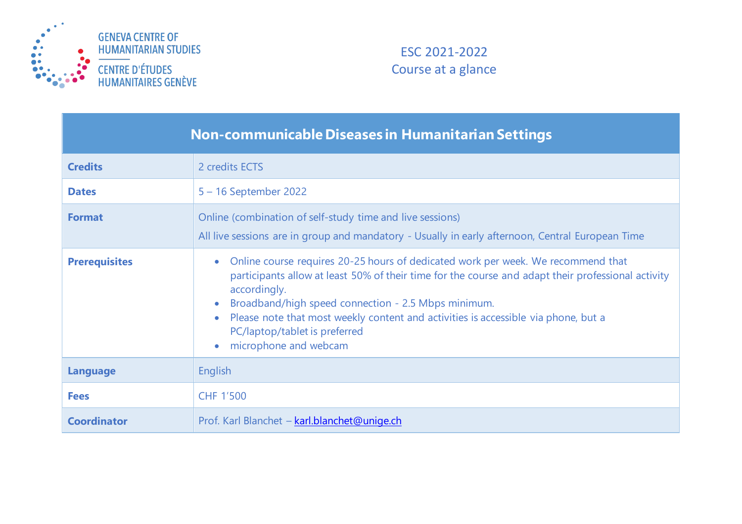GENEVA CENTRE OF HUMANITARIAN STUDIES

CENTRE D'ÉTUDES HUMANITAIRES GENÈVE

ESC 2021-2022

Course at a glance

| Non-communicable Diseases in Humanitarian Settings | |
|---|---|
| **Credits** | 2 credits ECTS |
| **Dates** | 5 – 16 September 2022 |
| **Format** | Online (combination of self-study time and live sessions)<br>All live sessions are in group and mandatory - Usually in early afternoon, Central European Time |
| **Prerequisites** | • Online course requires 20-25 hours of dedicated work per week. We recommend that participants allow at least 50% of their time for the course and adapt their professional activity accordingly.<br>• Broadband/high speed connection - 2.5 Mbps minimum.<br>• Please note that most weekly content and activities is accessible via phone, but a PC/laptop/tablet is preferred<br>• microphone and webcam |
| **Language** | English |
| **Fees** | CHF 1'500 |
| **Coordinator** | Prof. Karl Blanchet – karl.blanchet@unige.ch |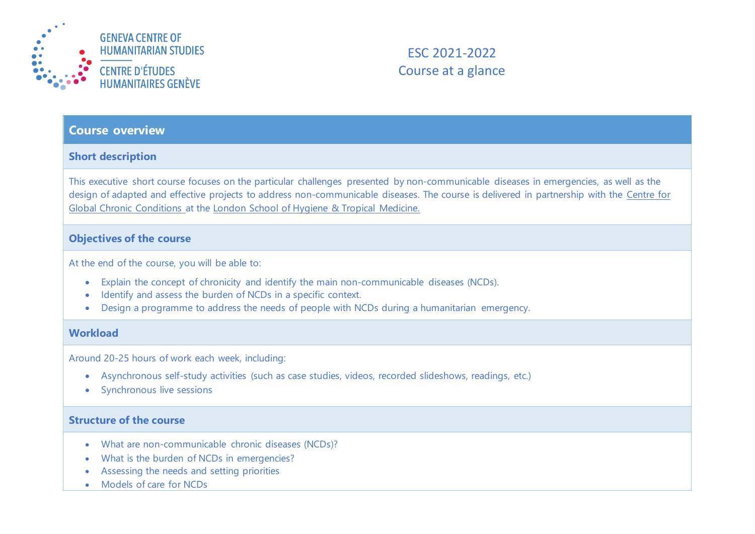GENEVA CENTRE OF HUMANITARIAN STUDIES

CENTRE D'ÉTUDES HUMANITAIRES GENÈVE

ESC 2021-2022
Course at a glance

## Course overview

### Short description

This executive short course focuses on the particular challenges presented by non-communicable diseases in emergencies, as well as the design of adapted and effective projects to address non-communicable diseases. The course is delivered in partnership with the Centre for Global Chronic Conditions at the London School of Hygiene & Tropical Medicine.

### Objectives of the course

At the end of the course, you will be able to:

- Explain the concept of chronicity and identify the main non-communicable diseases (NCDs).
- Identify and assess the burden of NCDs in a specific context.
- Design a programme to address the needs of people with NCDs during a humanitarian emergency.

### Workload

Around 20-25 hours of work each week, including:

- Asynchronous self-study activities (such as case studies, videos, recorded slideshows, readings, etc.)
- Synchronous live sessions

### Structure of the course

- What are non-communicable chronic diseases (NCDs)?
- What is the burden of NCDs in emergencies?
- Assessing the needs and setting priorities
- Models of care for NCDs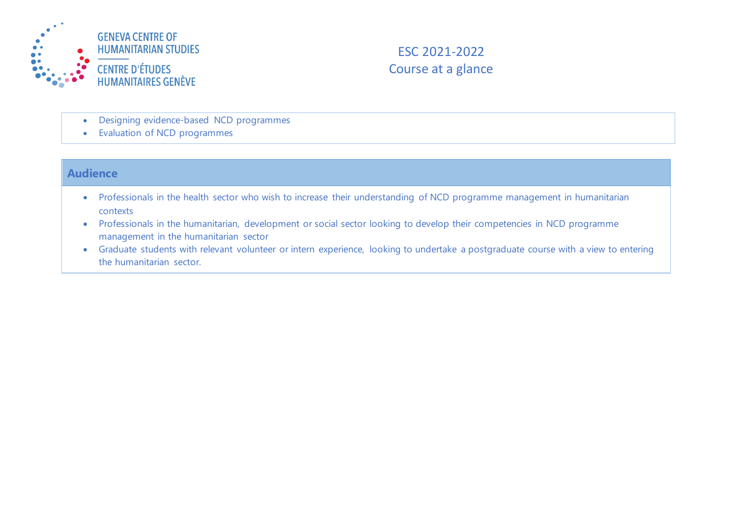- Designing evidence-based NCD programmes
- Evaluation of NCD programmes

## Audience

- Professionals in the health sector who wish to increase their understanding of NCD programme management in humanitarian contexts
- Professionals in the humanitarian, development or social sector looking to develop their competencies in NCD programme management in the humanitarian sector
- Graduate students with relevant volunteer or intern experience, looking to undertake a postgraduate course with a view to entering the humanitarian sector.